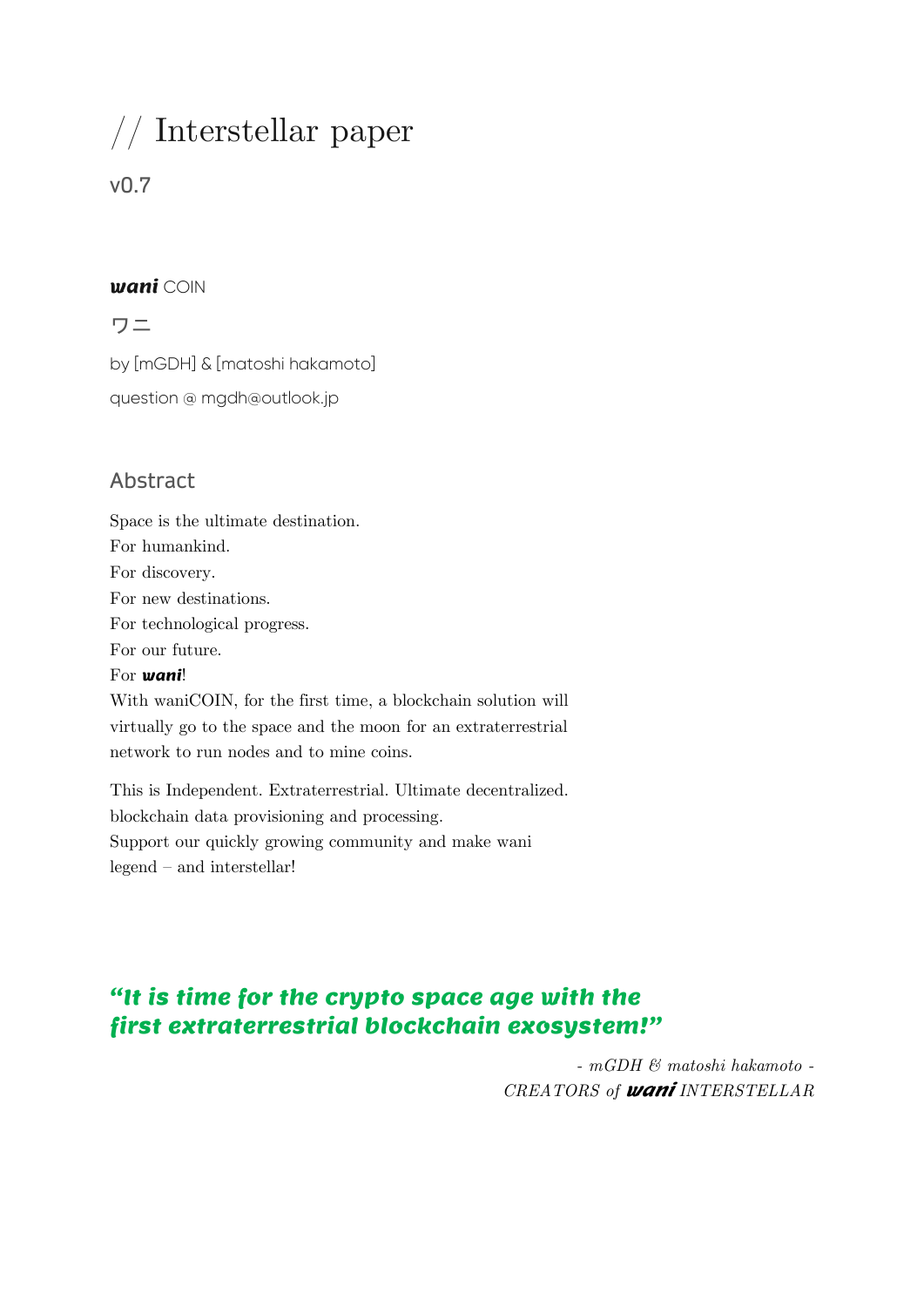# // Interstellar paper

v0.7

***wani*** COIN

ワニ

by [mGDH] & [matoshi hakamoto]

question @ mgdh@outlook.jp

## Abstract

Space is the ultimate destination.
For humankind.
For discovery.
For new destinations.
For technological progress.
For our future.
For ***wani***!
With waniCOIN, for the first time, a blockchain solution will virtually go to the space and the moon for an extraterrestrial network to run nodes and to mine coins.

This is Independent. Extraterrestrial. Ultimate decentralized. blockchain data provisioning and processing.
Support our quickly growing community and make wani legend – and interstellar!

***"It is time for the crypto space age with the first extraterrestrial blockchain exosystem!"***

*- mGDH & matoshi hakamoto -*
*CREATORS of **wani** INTERSTELLAR*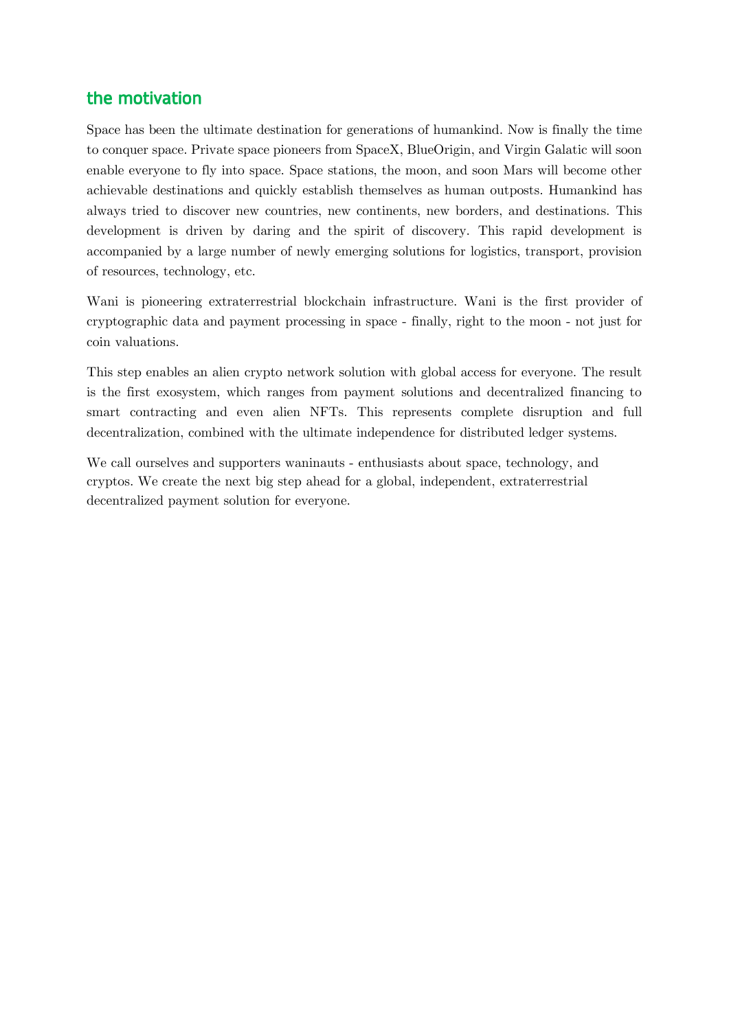## the motivation

Space has been the ultimate destination for generations of humankind. Now is finally the time to conquer space. Private space pioneers from SpaceX, BlueOrigin, and Virgin Galatic will soon enable everyone to fly into space. Space stations, the moon, and soon Mars will become other achievable destinations and quickly establish themselves as human outposts. Humankind has always tried to discover new countries, new continents, new borders, and destinations. This development is driven by daring and the spirit of discovery. This rapid development is accompanied by a large number of newly emerging solutions for logistics, transport, provision of resources, technology, etc.

Wani is pioneering extraterrestrial blockchain infrastructure. Wani is the first provider of cryptographic data and payment processing in space - finally, right to the moon - not just for coin valuations.

This step enables an alien crypto network solution with global access for everyone. The result is the first exosystem, which ranges from payment solutions and decentralized financing to smart contracting and even alien NFTs. This represents complete disruption and full decentralization, combined with the ultimate independence for distributed ledger systems.

We call ourselves and supporters waninauts - enthusiasts about space, technology, and cryptos. We create the next big step ahead for a global, independent, extraterrestrial decentralized payment solution for everyone.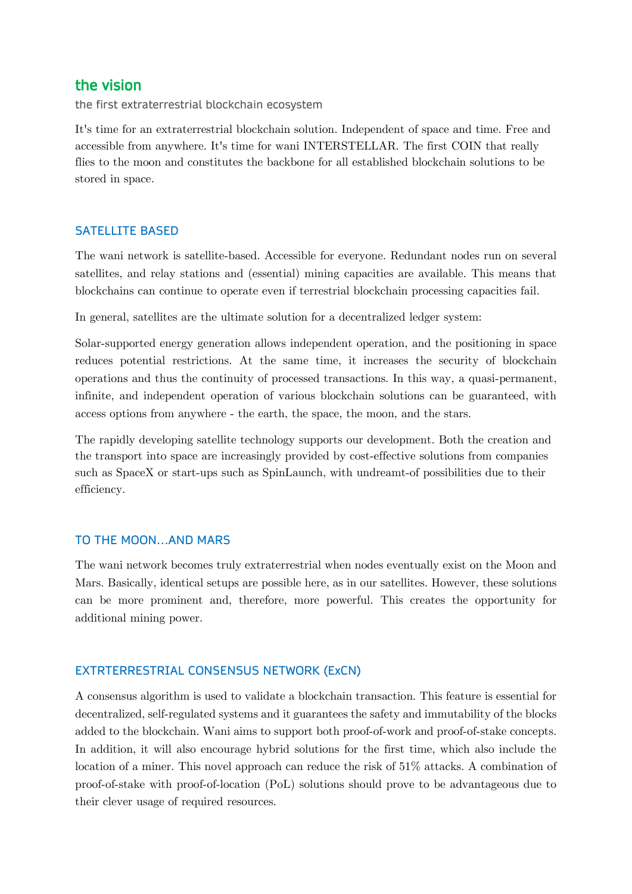## the vision

the first extraterrestrial blockchain ecosystem

It's time for an extraterrestrial blockchain solution. Independent of space and time. Free and accessible from anywhere. It's time for wani INTERSTELLAR. The first COIN that really flies to the moon and constitutes the backbone for all established blockchain solutions to be stored in space.

### SATELLITE BASED

The wani network is satellite-based. Accessible for everyone. Redundant nodes run on several satellites, and relay stations and (essential) mining capacities are available. This means that blockchains can continue to operate even if terrestrial blockchain processing capacities fail.

In general, satellites are the ultimate solution for a decentralized ledger system:

Solar-supported energy generation allows independent operation, and the positioning in space reduces potential restrictions. At the same time, it increases the security of blockchain operations and thus the continuity of processed transactions. In this way, a quasi-permanent, infinite, and independent operation of various blockchain solutions can be guaranteed, with access options from anywhere - the earth, the space, the moon, and the stars.

The rapidly developing satellite technology supports our development. Both the creation and the transport into space are increasingly provided by cost-effective solutions from companies such as SpaceX or start-ups such as SpinLaunch, with undreamt-of possibilities due to their efficiency.

### TO THE MOON…AND MARS

The wani network becomes truly extraterrestrial when nodes eventually exist on the Moon and Mars. Basically, identical setups are possible here, as in our satellites. However, these solutions can be more prominent and, therefore, more powerful. This creates the opportunity for additional mining power.

### EXTRTERRESTRIAL CONSENSUS NETWORK (ExCN)

A consensus algorithm is used to validate a blockchain transaction. This feature is essential for decentralized, self-regulated systems and it guarantees the safety and immutability of the blocks added to the blockchain. Wani aims to support both proof-of-work and proof-of-stake concepts. In addition, it will also encourage hybrid solutions for the first time, which also include the location of a miner. This novel approach can reduce the risk of 51% attacks. A combination of proof-of-stake with proof-of-location (PoL) solutions should prove to be advantageous due to their clever usage of required resources.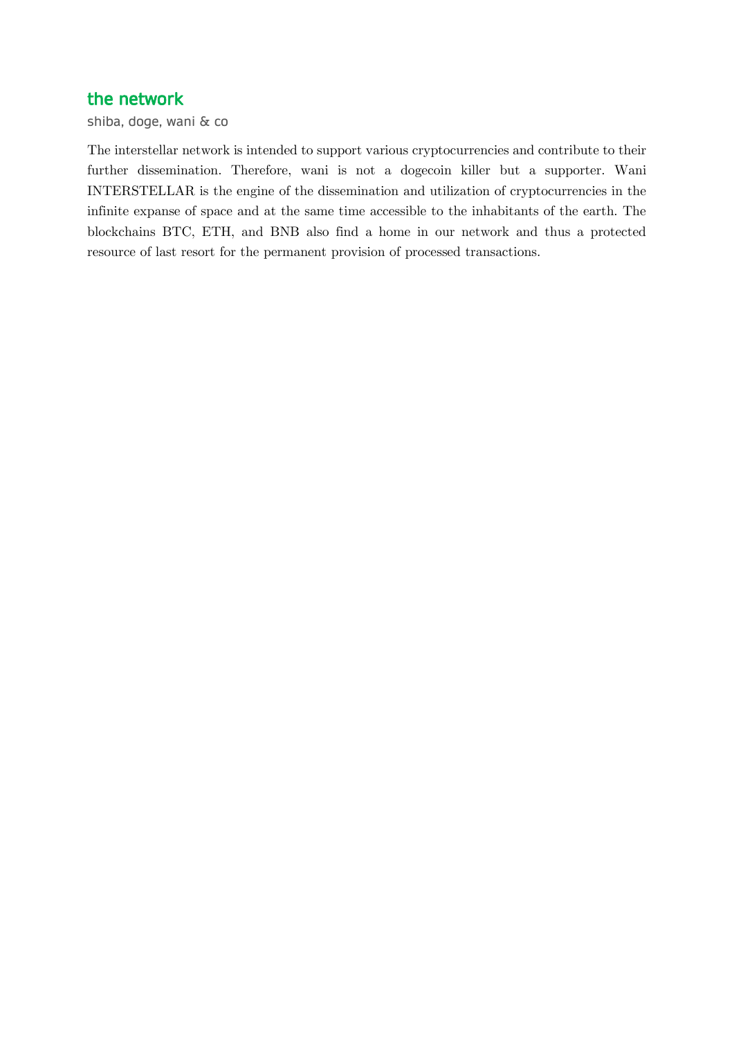## the network

shiba, doge, wani & co

The interstellar network is intended to support various cryptocurrencies and contribute to their further dissemination. Therefore, wani is not a dogecoin killer but a supporter. Wani INTERSTELLAR is the engine of the dissemination and utilization of cryptocurrencies in the infinite expanse of space and at the same time accessible to the inhabitants of the earth. The blockchains BTC, ETH, and BNB also find a home in our network and thus a protected resource of last resort for the permanent provision of processed transactions.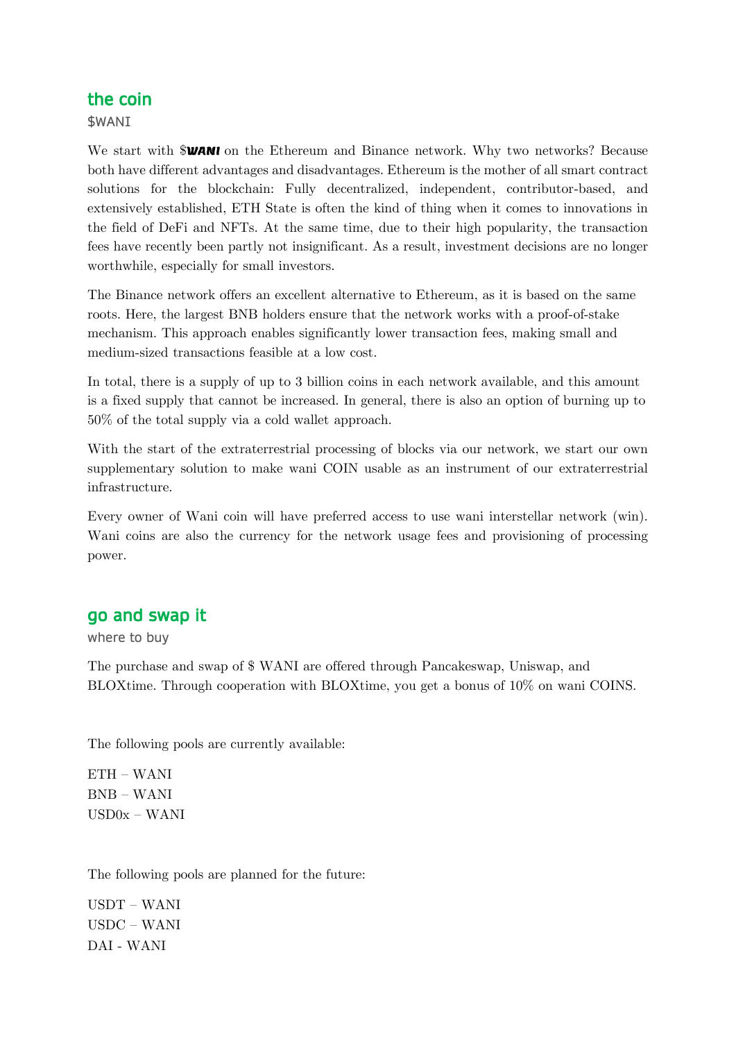## the coin

$WANI

We start with $***WANI*** on the Ethereum and Binance network. Why two networks? Because both have different advantages and disadvantages. Ethereum is the mother of all smart contract solutions for the blockchain: Fully decentralized, independent, contributor-based, and extensively established, ETH State is often the kind of thing when it comes to innovations in the field of DeFi and NFTs. At the same time, due to their high popularity, the transaction fees have recently been partly not insignificant. As a result, investment decisions are no longer worthwhile, especially for small investors.

The Binance network offers an excellent alternative to Ethereum, as it is based on the same roots. Here, the largest BNB holders ensure that the network works with a proof-of-stake mechanism. This approach enables significantly lower transaction fees, making small and medium-sized transactions feasible at a low cost.

In total, there is a supply of up to 3 billion coins in each network available, and this amount is a fixed supply that cannot be increased. In general, there is also an option of burning up to 50% of the total supply via a cold wallet approach.

With the start of the extraterrestrial processing of blocks via our network, we start our own supplementary solution to make wani COIN usable as an instrument of our extraterrestrial infrastructure.

Every owner of Wani coin will have preferred access to use wani interstellar network (win). Wani coins are also the currency for the network usage fees and provisioning of processing power.

## go and swap it

where to buy

The purchase and swap of $ WANI are offered through Pancakeswap, Uniswap, and BLOXtime. Through cooperation with BLOXtime, you get a bonus of 10% on wani COINS.

The following pools are currently available:

ETH – WANI  
BNB – WANI  
USD0x – WANI

The following pools are planned for the future:

USDT – WANI  
USDC – WANI  
DAI - WANI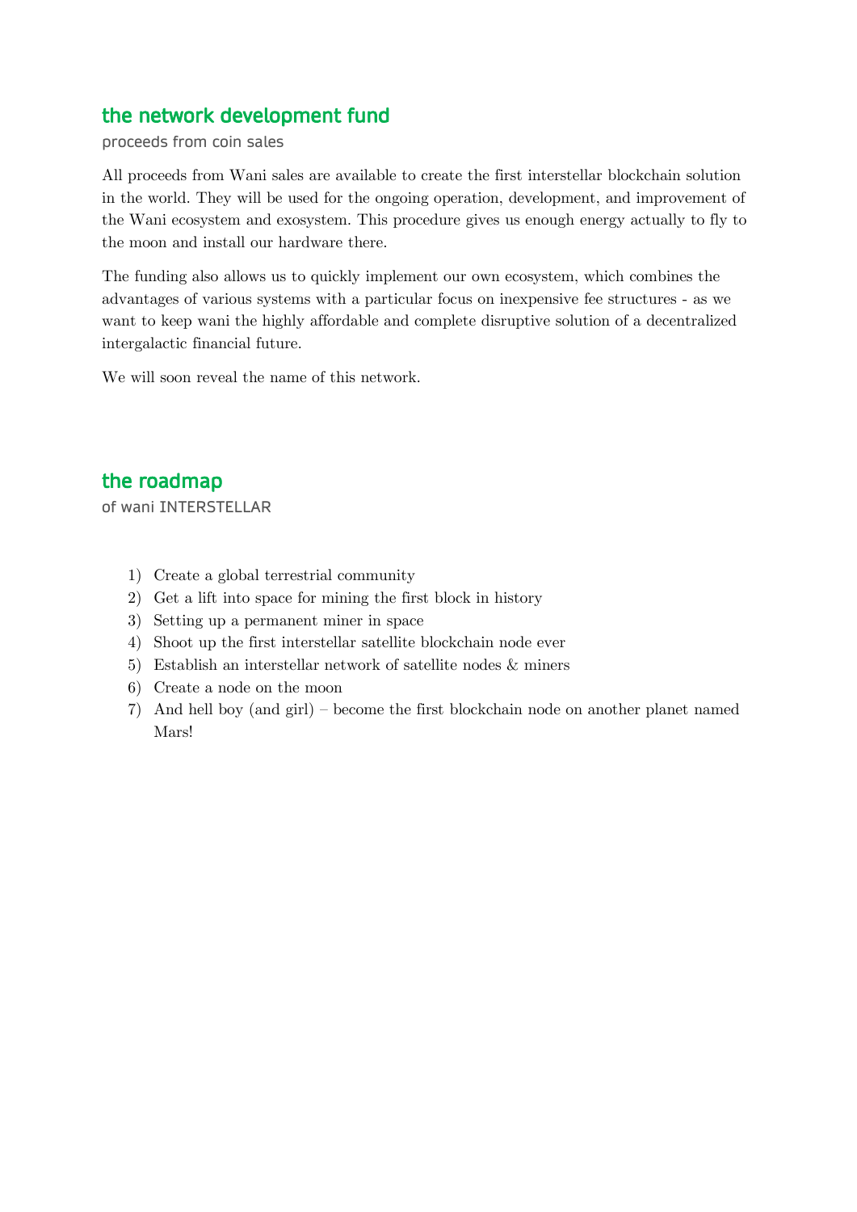## the network development fund

proceeds from coin sales

All proceeds from Wani sales are available to create the first interstellar blockchain solution in the world. They will be used for the ongoing operation, development, and improvement of the Wani ecosystem and exosystem. This procedure gives us enough energy actually to fly to the moon and install our hardware there.

The funding also allows us to quickly implement our own ecosystem, which combines the advantages of various systems with a particular focus on inexpensive fee structures - as we want to keep wani the highly affordable and complete disruptive solution of a decentralized intergalactic financial future.

We will soon reveal the name of this network.

## the roadmap

of wani INTERSTELLAR

1) Create a global terrestrial community
2) Get a lift into space for mining the first block in history
3) Setting up a permanent miner in space
4) Shoot up the first interstellar satellite blockchain node ever
5) Establish an interstellar network of satellite nodes & miners
6) Create a node on the moon
7) And hell boy (and girl) – become the first blockchain node on another planet named Mars!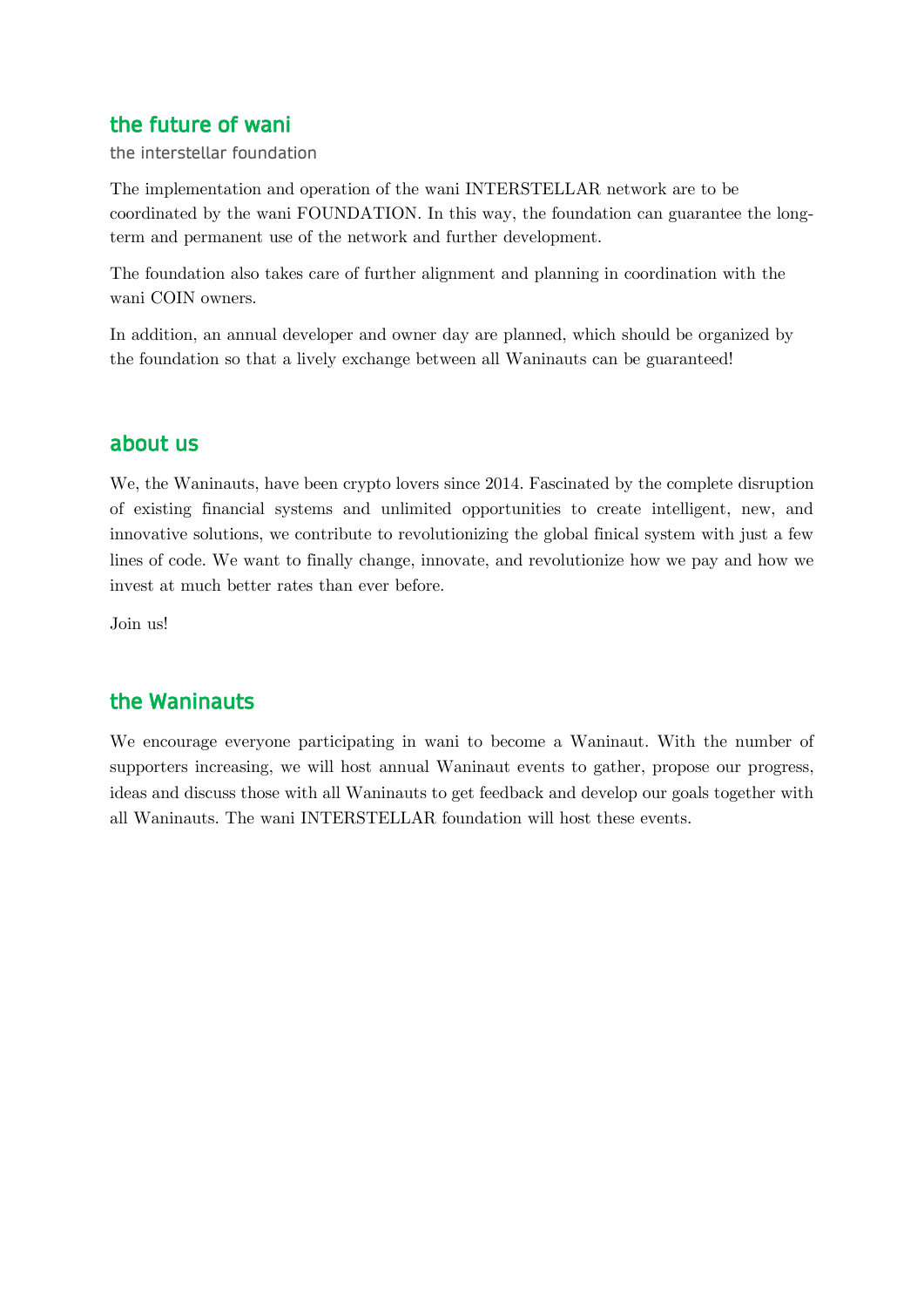## the future of wani

the interstellar foundation

The implementation and operation of the wani INTERSTELLAR network are to be coordinated by the wani FOUNDATION. In this way, the foundation can guarantee the long-term and permanent use of the network and further development.

The foundation also takes care of further alignment and planning in coordination with the wani COIN owners.

In addition, an annual developer and owner day are planned, which should be organized by the foundation so that a lively exchange between all Waninauts can be guaranteed!

## about us

We, the Waninauts, have been crypto lovers since 2014. Fascinated by the complete disruption of existing financial systems and unlimited opportunities to create intelligent, new, and innovative solutions, we contribute to revolutionizing the global finical system with just a few lines of code. We want to finally change, innovate, and revolutionize how we pay and how we invest at much better rates than ever before.

Join us!

## the Waninauts

We encourage everyone participating in wani to become a Waninaut. With the number of supporters increasing, we will host annual Waninaut events to gather, propose our progress, ideas and discuss those with all Waninauts to get feedback and develop our goals together with all Waninauts. The wani INTERSTELLAR foundation will host these events.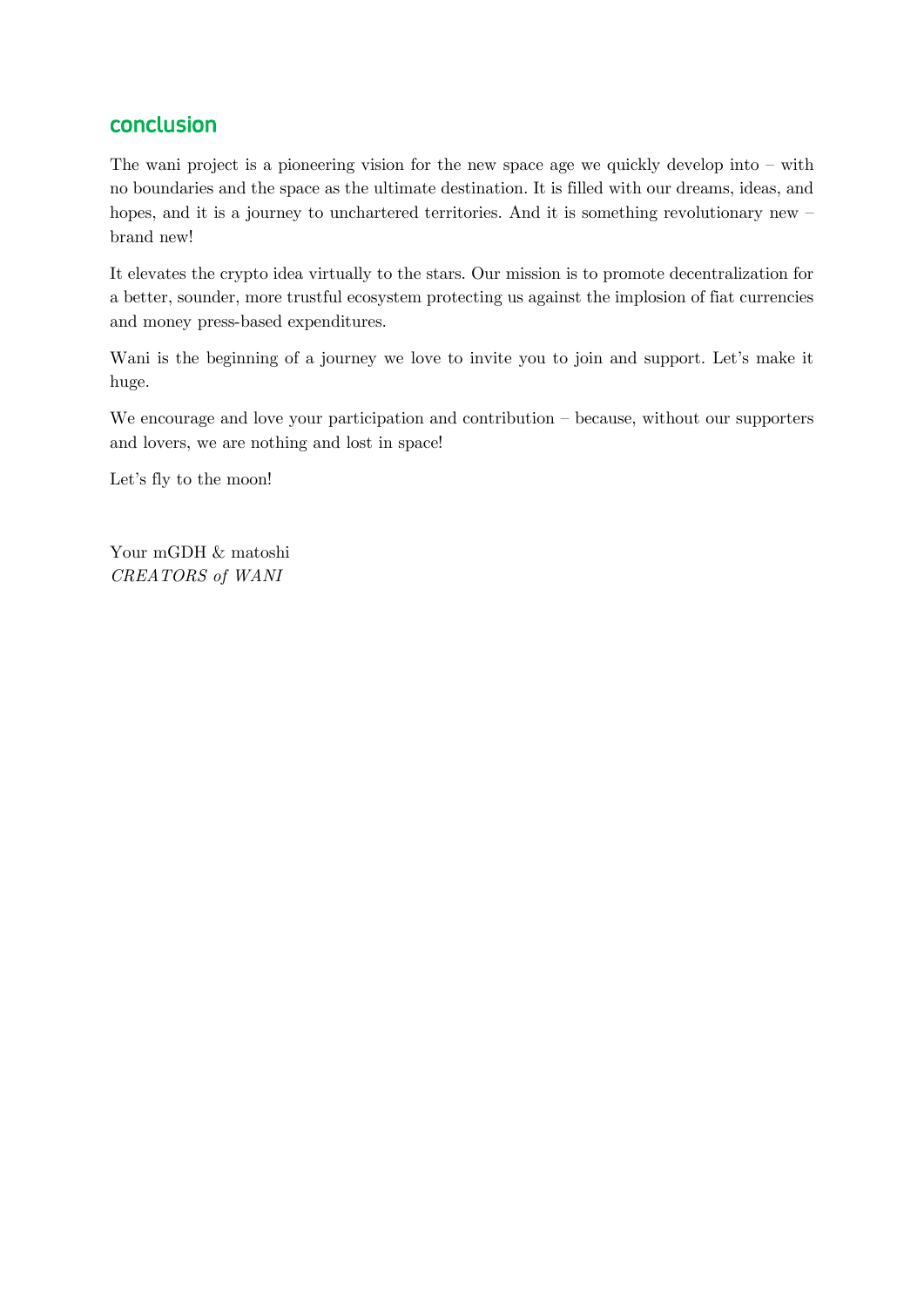## conclusion

The wani project is a pioneering vision for the new space age we quickly develop into – with no boundaries and the space as the ultimate destination. It is filled with our dreams, ideas, and hopes, and it is a journey to unchartered territories. And it is something revolutionary new – brand new!

It elevates the crypto idea virtually to the stars. Our mission is to promote decentralization for a better, sounder, more trustful ecosystem protecting us against the implosion of fiat currencies and money press-based expenditures.

Wani is the beginning of a journey we love to invite you to join and support. Let's make it huge.

We encourage and love your participation and contribution – because, without our supporters and lovers, we are nothing and lost in space!

Let's fly to the moon!

Your mGDH & matoshi
*CREATORS of WANI*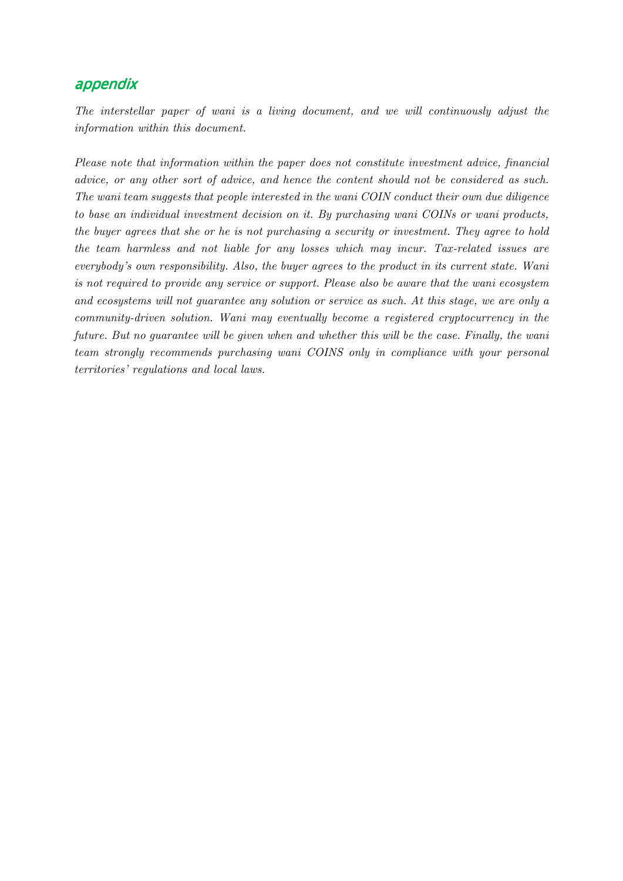## appendix

*The interstellar paper of wani is a living document, and we will continuously adjust the information within this document.*

*Please note that information within the paper does not constitute investment advice, financial advice, or any other sort of advice, and hence the content should not be considered as such. The wani team suggests that people interested in the wani COIN conduct their own due diligence to base an individual investment decision on it. By purchasing wani COINs or wani products, the buyer agrees that she or he is not purchasing a security or investment. They agree to hold the team harmless and not liable for any losses which may incur. Tax-related issues are everybody's own responsibility. Also, the buyer agrees to the product in its current state. Wani is not required to provide any service or support. Please also be aware that the wani ecosystem and ecosystems will not guarantee any solution or service as such. At this stage, we are only a community-driven solution. Wani may eventually become a registered cryptocurrency in the future. But no guarantee will be given when and whether this will be the case. Finally, the wani team strongly recommends purchasing wani COINS only in compliance with your personal territories' regulations and local laws.*